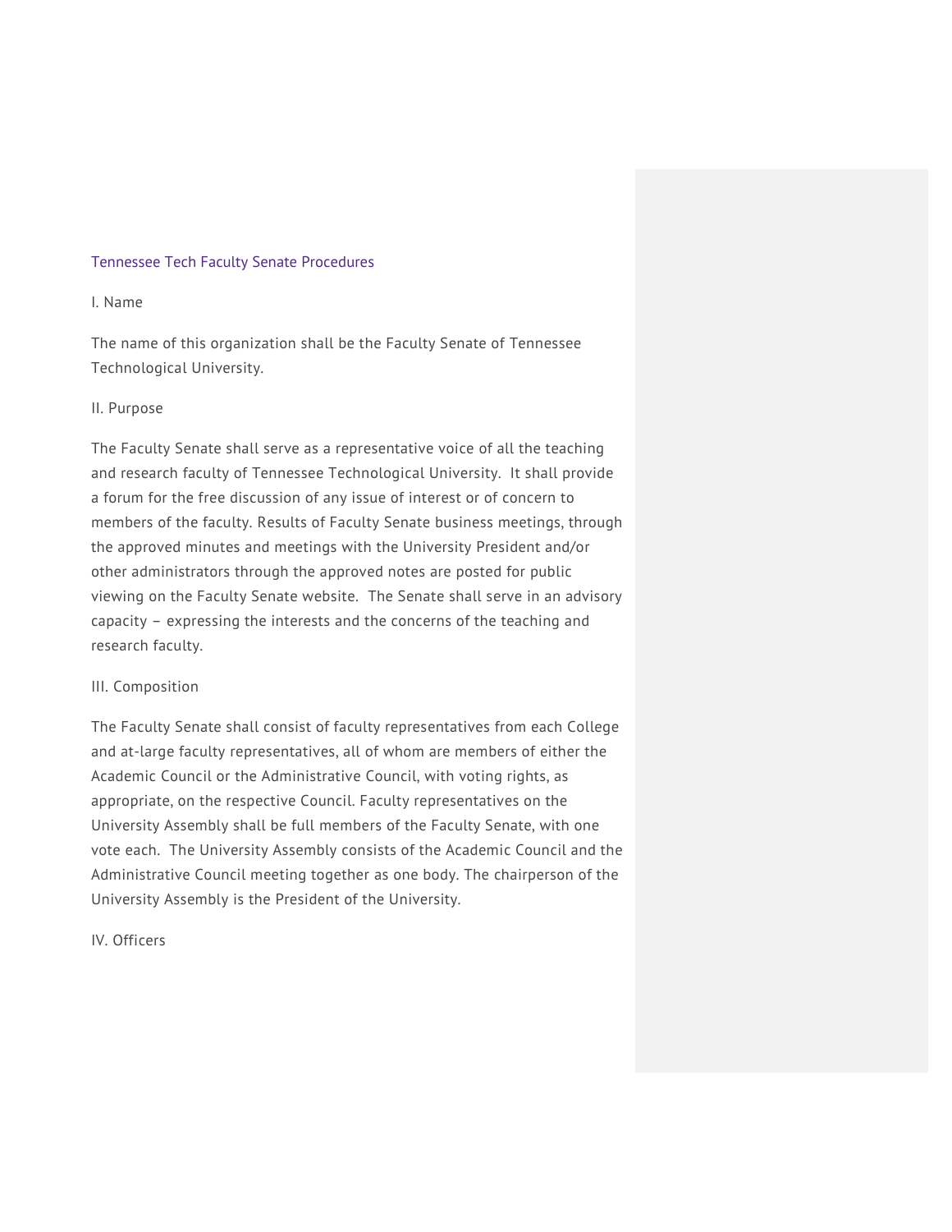# Tennessee Tech Faculty Senate Procedures

## I. Name

The name of this organization shall be the Faculty Senate of Tennessee Technological University.

## II. Purpose

The Faculty Senate shall serve as a representative voice of all the teaching and research faculty of Tennessee Technological University. It shall provide a forum for the free discussion of any issue of interest or of concern to members of the faculty. Results of Faculty Senate business meetings, through the approved minutes and meetings with the University President and/or other administrators through the approved notes are posted for public viewing on the Faculty Senate website. The Senate shall serve in an advisory capacity – expressing the interests and the concerns of the teaching and research faculty.

## III. Composition

The Faculty Senate shall consist of faculty representatives from each College and at-large faculty representatives, all of whom are members of either the Academic Council or the Administrative Council, with voting rights, as appropriate, on the respective Council. Faculty representatives on the University Assembly shall be full members of the Faculty Senate, with one vote each. The University Assembly consists of the Academic Council and the Administrative Council meeting together as one body. The chairperson of the University Assembly is the President of the University.

## IV. Officers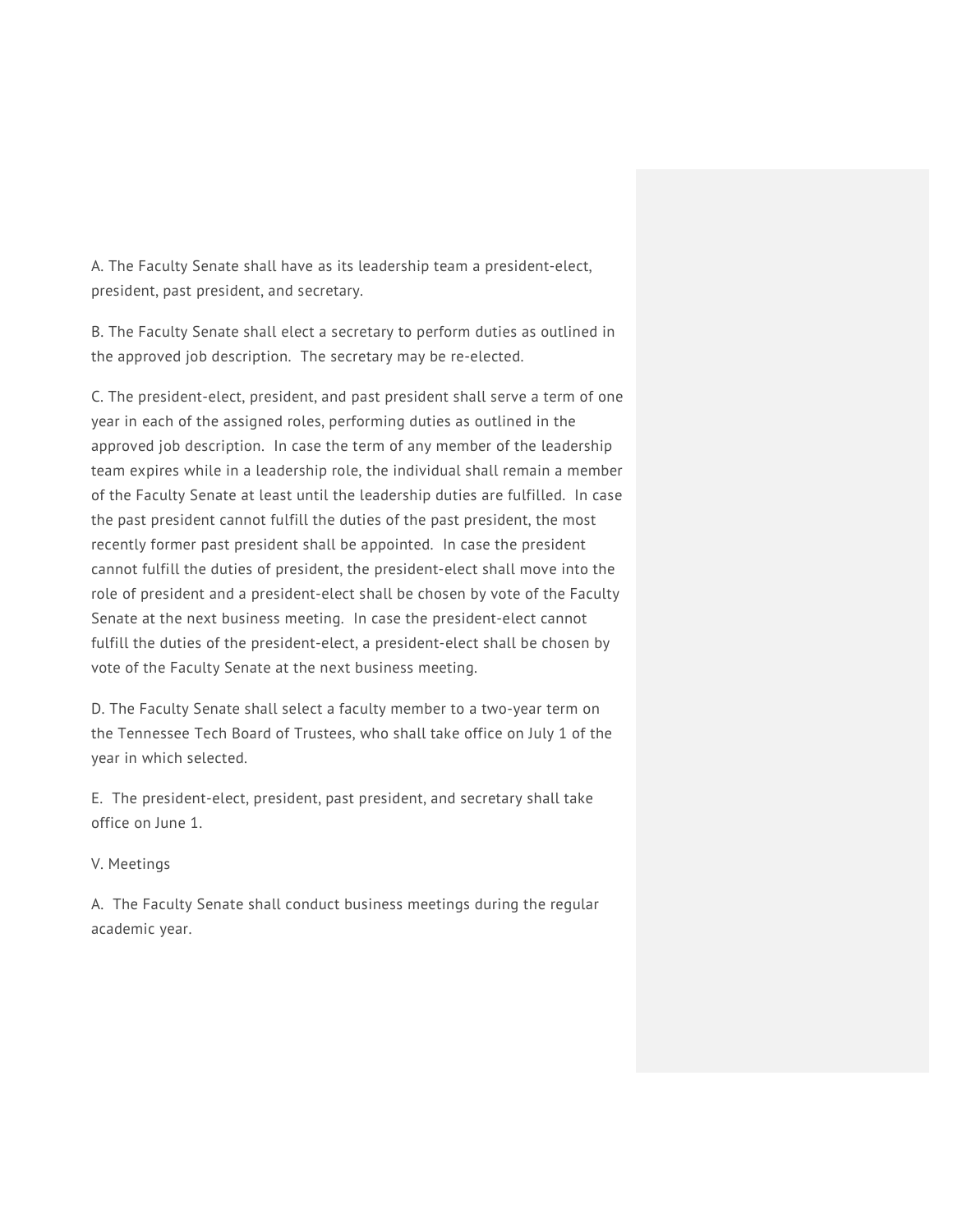A. The Faculty Senate shall have as its leadership team a president-elect, president, past president, and secretary.

B. The Faculty Senate shall elect a secretary to perform duties as outlined in the approved job description. The secretary may be re-elected.

C. The president-elect, president, and past president shall serve a term of one year in each of the assigned roles, performing duties as outlined in the approved job description. In case the term of any member of the leadership team expires while in a leadership role, the individual shall remain a member of the Faculty Senate at least until the leadership duties are fulfilled. In case the past president cannot fulfill the duties of the past president, the most recently former past president shall be appointed. In case the president cannot fulfill the duties of president, the president-elect shall move into the role of president and a president-elect shall be chosen by vote of the Faculty Senate at the next business meeting. In case the president-elect cannot fulfill the duties of the president-elect, a president-elect shall be chosen by vote of the Faculty Senate at the next business meeting.

D. The Faculty Senate shall select a faculty member to a two-year term on the Tennessee Tech Board of Trustees, who shall take office on July 1 of the year in which selected.

E. The president-elect, president, past president, and secretary shall take office on June 1.

V. Meetings

A. The Faculty Senate shall conduct business meetings during the regular academic year.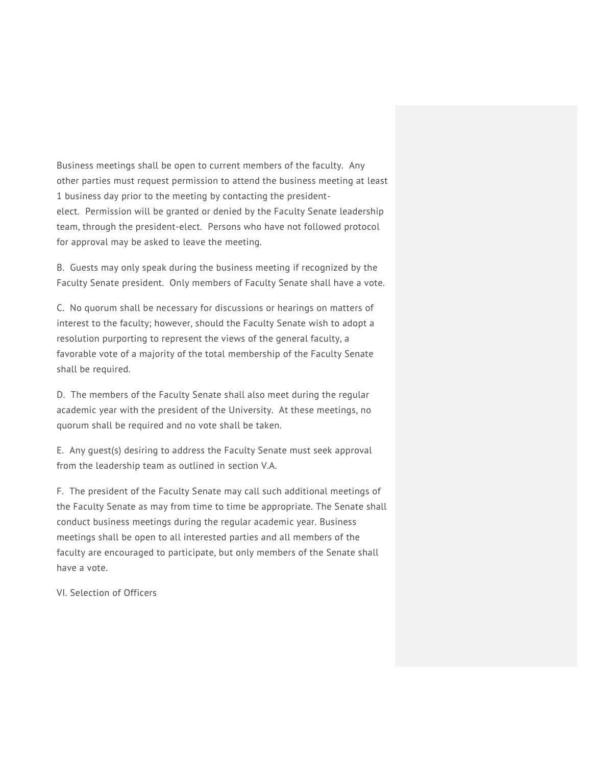Business meetings shall be open to current members of the faculty. Any other parties must request permission to attend the business meeting at least 1 business day prior to the meeting by contacting the president-elect. Permission will be granted or denied by the Faculty Senate leadership team, through the president-elect. Persons who have not followed protocol for approval may be asked to leave the meeting.

B. Guests may only speak during the business meeting if recognized by the Faculty Senate president. Only members of Faculty Senate shall have a vote.

C. No quorum shall be necessary for discussions or hearings on matters of interest to the faculty; however, should the Faculty Senate wish to adopt a resolution purporting to represent the views of the general faculty, a favorable vote of a majority of the total membership of the Faculty Senate shall be required.

D. The members of the Faculty Senate shall also meet during the regular academic year with the president of the University. At these meetings, no quorum shall be required and no vote shall be taken.

E. Any guest(s) desiring to address the Faculty Senate must seek approval from the leadership team as outlined in section V.A.

F. The president of the Faculty Senate may call such additional meetings of the Faculty Senate as may from time to time be appropriate. The Senate shall conduct business meetings during the regular academic year. Business meetings shall be open to all interested parties and all members of the faculty are encouraged to participate, but only members of the Senate shall have a vote.

VI. Selection of Officers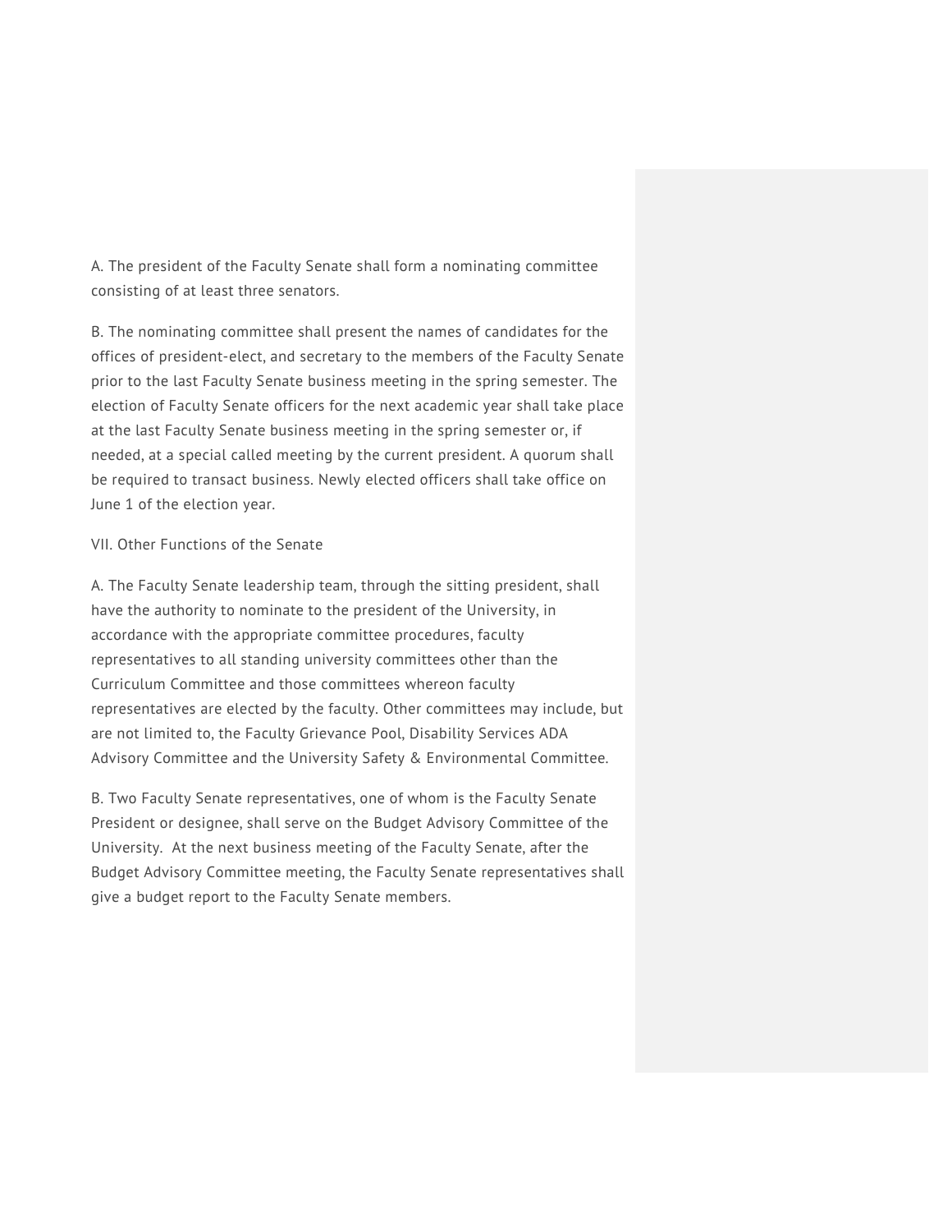A. The president of the Faculty Senate shall form a nominating committee consisting of at least three senators.

B. The nominating committee shall present the names of candidates for the offices of president-elect, and secretary to the members of the Faculty Senate prior to the last Faculty Senate business meeting in the spring semester. The election of Faculty Senate officers for the next academic year shall take place at the last Faculty Senate business meeting in the spring semester or, if needed, at a special called meeting by the current president. A quorum shall be required to transact business. Newly elected officers shall take office on June 1 of the election year.

## VII. Other Functions of the Senate

A. The Faculty Senate leadership team, through the sitting president, shall have the authority to nominate to the president of the University, in accordance with the appropriate committee procedures, faculty representatives to all standing university committees other than the Curriculum Committee and those committees whereon faculty representatives are elected by the faculty. Other committees may include, but are not limited to, the Faculty Grievance Pool, Disability Services ADA Advisory Committee and the University Safety & Environmental Committee.

B. Two Faculty Senate representatives, one of whom is the Faculty Senate President or designee, shall serve on the Budget Advisory Committee of the University. At the next business meeting of the Faculty Senate, after the Budget Advisory Committee meeting, the Faculty Senate representatives shall give a budget report to the Faculty Senate members.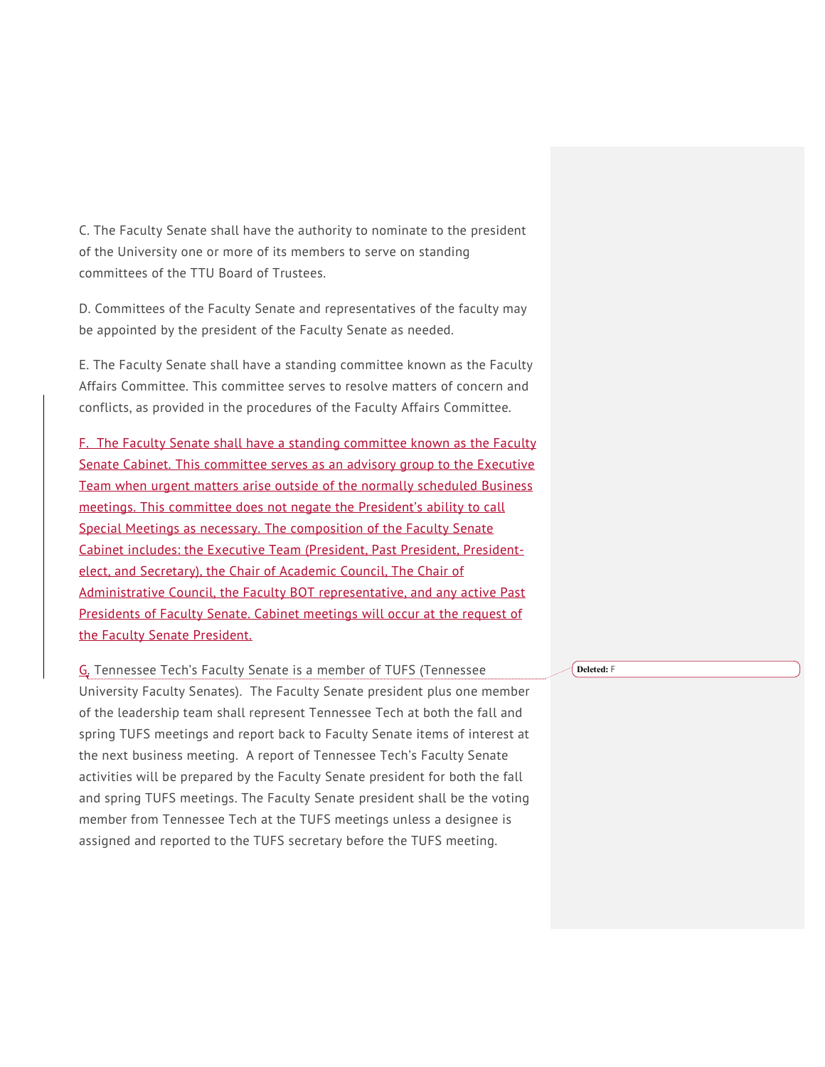C. The Faculty Senate shall have the authority to nominate to the president of the University one or more of its members to serve on standing committees of the TTU Board of Trustees.

D. Committees of the Faculty Senate and representatives of the faculty may be appointed by the president of the Faculty Senate as needed.

E. The Faculty Senate shall have a standing committee known as the Faculty Affairs Committee. This committee serves to resolve matters of concern and conflicts, as provided in the procedures of the Faculty Affairs Committee.

F. The Faculty Senate shall have a standing committee known as the Faculty Senate Cabinet. This committee serves as an advisory group to the Executive Team when urgent matters arise outside of the normally scheduled Business meetings. This committee does not negate the President's ability to call Special Meetings as necessary. The composition of the Faculty Senate Cabinet includes: the Executive Team (President, Past President, President-elect, and Secretary), the Chair of Academic Council, The Chair of Administrative Council, the Faculty BOT representative, and any active Past Presidents of Faculty Senate. Cabinet meetings will occur at the request of the Faculty Senate President.

G. Tennessee Tech's Faculty Senate is a member of TUFS (Tennessee University Faculty Senates). The Faculty Senate president plus one member of the leadership team shall represent Tennessee Tech at both the fall and spring TUFS meetings and report back to Faculty Senate items of interest at the next business meeting. A report of Tennessee Tech's Faculty Senate activities will be prepared by the Faculty Senate president for both the fall and spring TUFS meetings. The Faculty Senate president shall be the voting member from Tennessee Tech at the TUFS meetings unless a designee is assigned and reported to the TUFS secretary before the TUFS meeting.

Deleted: F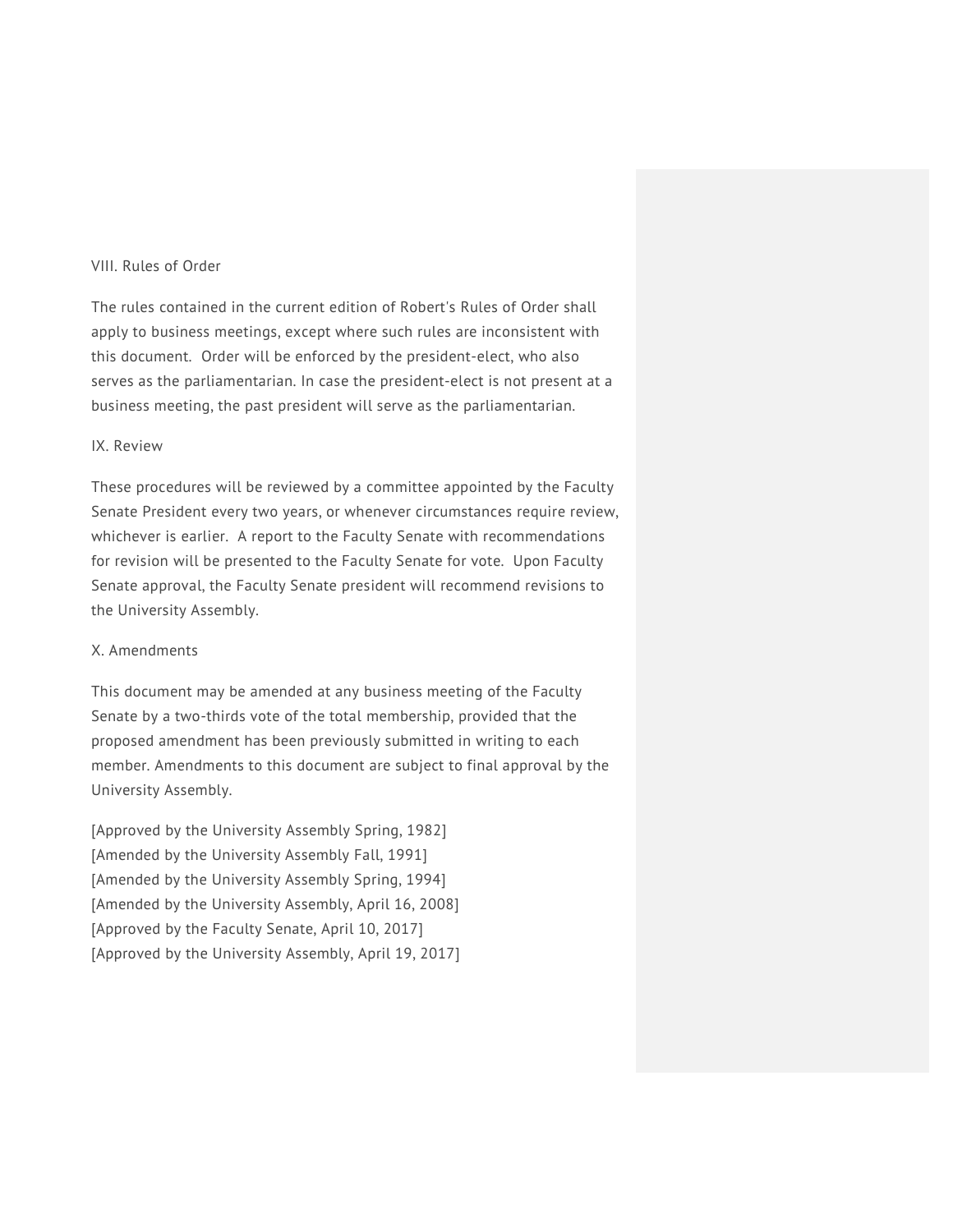## VIII. Rules of Order

The rules contained in the current edition of Robert's Rules of Order shall apply to business meetings, except where such rules are inconsistent with this document. Order will be enforced by the president-elect, who also serves as the parliamentarian. In case the president-elect is not present at a business meeting, the past president will serve as the parliamentarian.

## IX. Review

These procedures will be reviewed by a committee appointed by the Faculty Senate President every two years, or whenever circumstances require review, whichever is earlier. A report to the Faculty Senate with recommendations for revision will be presented to the Faculty Senate for vote. Upon Faculty Senate approval, the Faculty Senate president will recommend revisions to the University Assembly.

## X. Amendments

This document may be amended at any business meeting of the Faculty Senate by a two-thirds vote of the total membership, provided that the proposed amendment has been previously submitted in writing to each member. Amendments to this document are subject to final approval by the University Assembly.

[Approved by the University Assembly Spring, 1982]
[Amended by the University Assembly Fall, 1991]
[Amended by the University Assembly Spring, 1994]
[Amended by the University Assembly, April 16, 2008]
[Approved by the Faculty Senate, April 10, 2017]
[Approved by the University Assembly, April 19, 2017]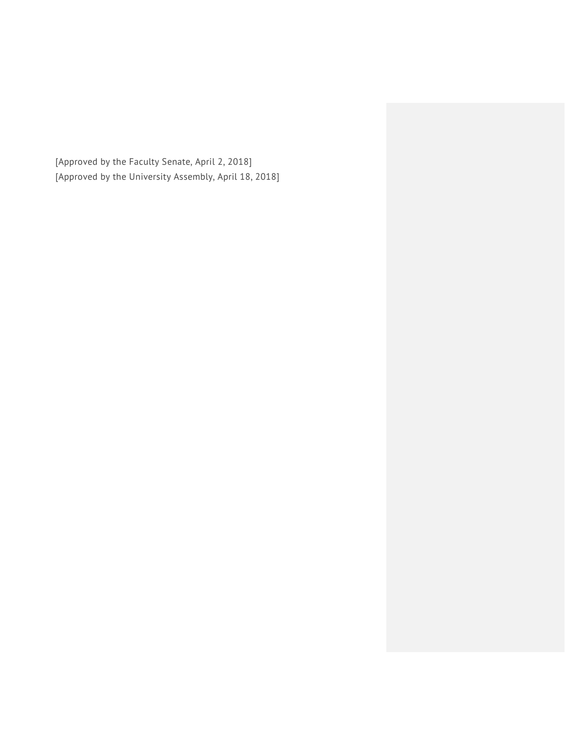[Approved by the Faculty Senate, April 2, 2018]
[Approved by the University Assembly, April 18, 2018]